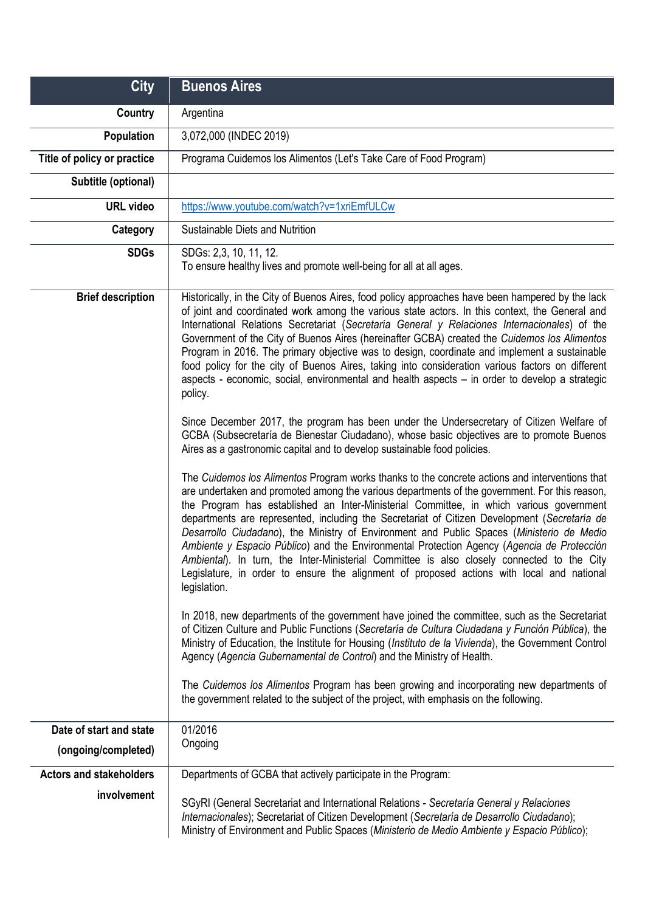| City | Buenos Aires |
|---|---|
| Country | Argentina |
| Population | 3,072,000 (INDEC 2019) |
| Title of policy or practice | Programa Cuidemos los Alimentos (Let's Take Care of Food Program) |
| Subtitle (optional) | |
| URL video | https://www.youtube.com/watch?v=1xriEmfULCw |
| Category | Sustainable Diets and Nutrition |
| SDGs | SDGs: 2,3, 10, 11, 12.<br>To ensure healthy lives and promote well-being for all at all ages. |
| Brief description | Historically, in the City of Buenos Aires, food policy approaches have been hampered by the lack of joint and coordinated work among the various state actors. In this context, the General and International Relations Secretariat (*Secretaría General y Relaciones Internacionales*) of the Government of the City of Buenos Aires (hereinafter GCBA) created the *Cuidemos los Alimentos* Program in 2016. The primary objective was to design, coordinate and implement a sustainable food policy for the city of Buenos Aires, taking into consideration various factors on different aspects - economic, social, environmental and health aspects – in order to develop a strategic policy.<br><br>Since December 2017, the program has been under the Undersecretary of Citizen Welfare of GCBA (Subsecretaría de Bienestar Ciudadano), whose basic objectives are to promote Buenos Aires as a gastronomic capital and to develop sustainable food policies.<br><br>The *Cuidemos los Alimentos* Program works thanks to the concrete actions and interventions that are undertaken and promoted among the various departments of the government. For this reason, the Program has established an Inter-Ministerial Committee, in which various government departments are represented, including the Secretariat of Citizen Development (*Secretaría de Desarrollo Ciudadano*), the Ministry of Environment and Public Spaces (*Ministerio de Medio Ambiente y Espacio Público*) and the Environmental Protection Agency (*Agencia de Protección Ambiental*). In turn, the Inter-Ministerial Committee is also closely connected to the City Legislature, in order to ensure the alignment of proposed actions with local and national legislation.<br><br>In 2018, new departments of the government have joined the committee, such as the Secretariat of Citizen Culture and Public Functions (*Secretaría de Cultura Ciudadana y Función Pública*), the Ministry of Education, the Institute for Housing (*Instituto de la Vivienda*), the Government Control Agency (*Agencia Gubernamental de Control*) and the Ministry of Health.<br><br>The *Cuidemos los Alimentos* Program has been growing and incorporating new departments of the government related to the subject of the project, with emphasis on the following. |
| Date of start and state (ongoing/completed) | 01/2016<br>Ongoing |
| Actors and stakeholders involvement | Departments of GCBA that actively participate in the Program:<br><br>SGyRI (General Secretariat and International Relations - *Secretaría General y Relaciones Internacionales*); Secretariat of Citizen Development (*Secretaría de Desarrollo Ciudadano*); Ministry of Environment and Public Spaces (*Ministerio de Medio Ambiente y Espacio Público*); |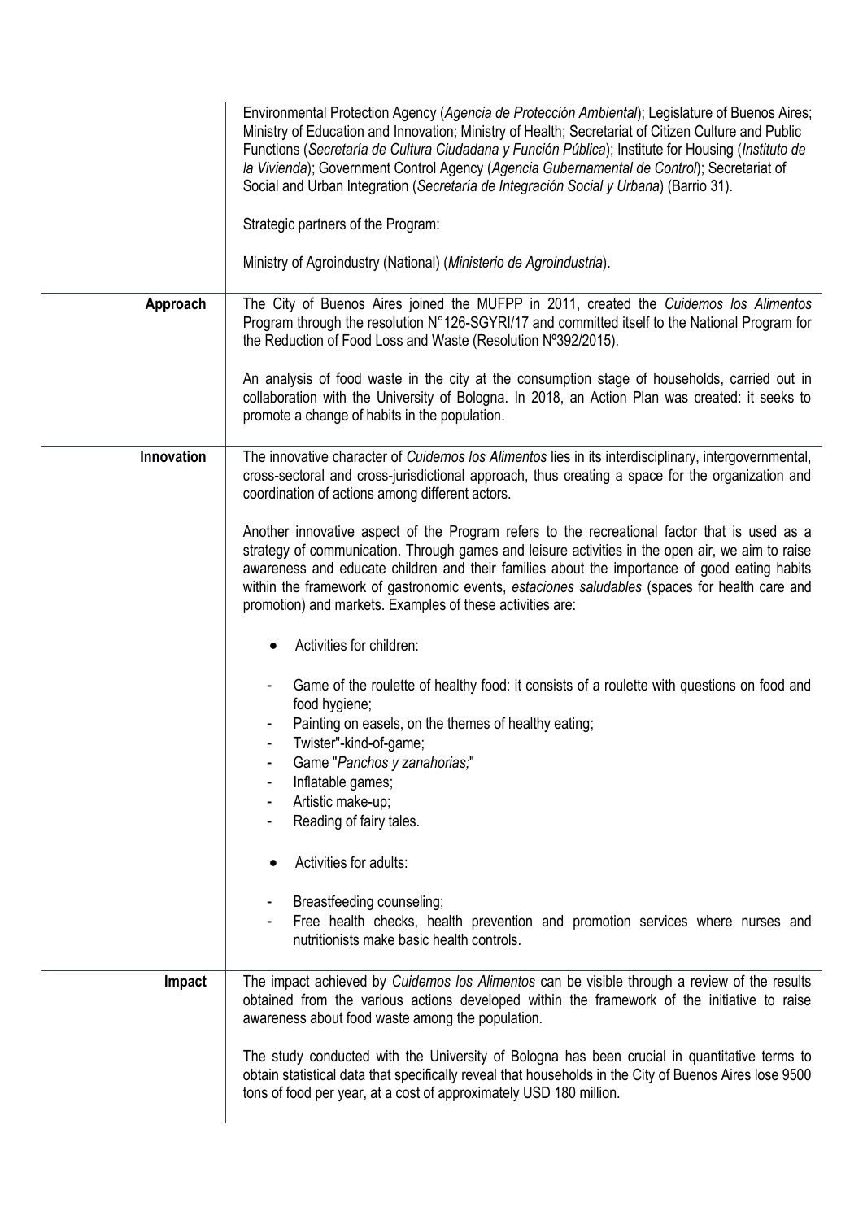| | |
|---|---|
| | Environmental Protection Agency (*Agencia de Protección Ambiental*); Legislature of Buenos Aires; Ministry of Education and Innovation; Ministry of Health; Secretariat of Citizen Culture and Public Functions (*Secretaría de Cultura Ciudadana y Función Pública*); Institute for Housing (*Instituto de la Vivienda*); Government Control Agency (*Agencia Gubernamental de Control*); Secretariat of Social and Urban Integration (*Secretaría de Integración Social y Urbana*) (Barrio 31).<br><br>Strategic partners of the Program:<br><br>Ministry of Agroindustry (National) (*Ministerio de Agroindustria*). |
| **Approach** | The City of Buenos Aires joined the MUFPP in 2011, created the *Cuidemos los Alimentos* Program through the resolution N°126-SGYRI/17 and committed itself to the National Program for the Reduction of Food Loss and Waste (Resolution Nº392/2015).<br><br>An analysis of food waste in the city at the consumption stage of households, carried out in collaboration with the University of Bologna. In 2018, an Action Plan was created: it seeks to promote a change of habits in the population. |
| **Innovation** | The innovative character of *Cuidemos los Alimentos* lies in its interdisciplinary, intergovernmental, cross-sectoral and cross-jurisdictional approach, thus creating a space for the organization and coordination of actions among different actors.<br><br>Another innovative aspect of the Program refers to the recreational factor that is used as a strategy of communication. Through games and leisure activities in the open air, we aim to raise awareness and educate children and their families about the importance of good eating habits within the framework of gastronomic events, *estaciones saludables* (spaces for health care and promotion) and markets. Examples of these activities are:<br><br>• Activities for children:<br><br>- Game of the roulette of healthy food: it consists of a roulette with questions on food and food hygiene;<br>- Painting on easels, on the themes of healthy eating;<br>- Twister"-kind-of-game;<br>- Game "*Panchos y zanahorias;*"<br>- Inflatable games;<br>- Artistic make-up;<br>- Reading of fairy tales.<br><br>• Activities for adults:<br><br>- Breastfeeding counseling;<br>- Free health checks, health prevention and promotion services where nurses and nutritionists make basic health controls. |
| **Impact** | The impact achieved by *Cuidemos los Alimentos* can be visible through a review of the results obtained from the various actions developed within the framework of the initiative to raise awareness about food waste among the population.<br><br>The study conducted with the University of Bologna has been crucial in quantitative terms to obtain statistical data that specifically reveal that households in the City of Buenos Aires lose 9500 tons of food per year, at a cost of approximately USD 180 million. |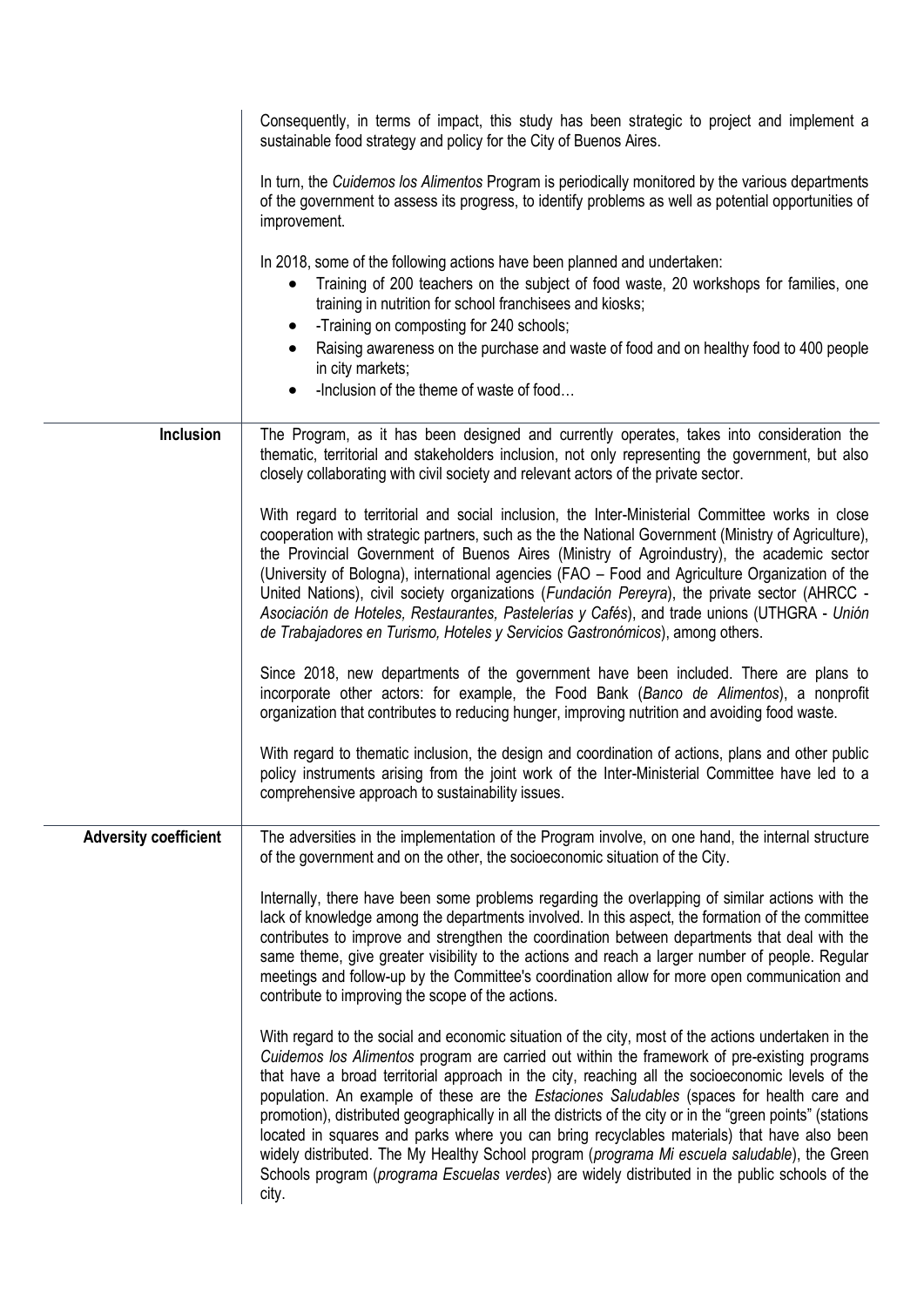| | |
|---|---|
| | Consequently, in terms of impact, this study has been strategic to project and implement a sustainable food strategy and policy for the City of Buenos Aires.<br><br>In turn, the *Cuidemos los Alimentos* Program is periodically monitored by the various departments of the government to assess its progress, to identify problems as well as potential opportunities of improvement.<br><br>In 2018, some of the following actions have been planned and undertaken:<br>• Training of 200 teachers on the subject of food waste, 20 workshops for families, one training in nutrition for school franchisees and kiosks;<br>• -Training on composting for 240 schools;<br>• Raising awareness on the purchase and waste of food and on healthy food to 400 people in city markets;<br>• -Inclusion of the theme of waste of food… |
| **Inclusion** | The Program, as it has been designed and currently operates, takes into consideration the thematic, territorial and stakeholders inclusion, not only representing the government, but also closely collaborating with civil society and relevant actors of the private sector.<br><br>With regard to territorial and social inclusion, the Inter-Ministerial Committee works in close cooperation with strategic partners, such as the the National Government (Ministry of Agriculture), the Provincial Government of Buenos Aires (Ministry of Agroindustry), the academic sector (University of Bologna), international agencies (FAO – Food and Agriculture Organization of the United Nations), civil society organizations (*Fundación Pereyra*), the private sector (AHRCC - *Asociación de Hoteles, Restaurantes, Pastelerías y Cafés*), and trade unions (UTHGRA - *Unión de Trabajadores en Turismo, Hoteles y Servicios Gastronómicos*), among others.<br><br>Since 2018, new departments of the government have been included. There are plans to incorporate other actors: for example, the Food Bank (*Banco de Alimentos*), a nonprofit organization that contributes to reducing hunger, improving nutrition and avoiding food waste.<br><br>With regard to thematic inclusion, the design and coordination of actions, plans and other public policy instruments arising from the joint work of the Inter-Ministerial Committee have led to a comprehensive approach to sustainability issues. |
| **Adversity coefficient** | The adversities in the implementation of the Program involve, on one hand, the internal structure of the government and on the other, the socioeconomic situation of the City.<br><br>Internally, there have been some problems regarding the overlapping of similar actions with the lack of knowledge among the departments involved. In this aspect, the formation of the committee contributes to improve and strengthen the coordination between departments that deal with the same theme, give greater visibility to the actions and reach a larger number of people. Regular meetings and follow-up by the Committee's coordination allow for more open communication and contribute to improving the scope of the actions.<br><br>With regard to the social and economic situation of the city, most of the actions undertaken in the *Cuidemos los Alimentos* program are carried out within the framework of pre-existing programs that have a broad territorial approach in the city, reaching all the socioeconomic levels of the population. An example of these are the *Estaciones Saludables* (spaces for health care and promotion), distributed geographically in all the districts of the city or in the "green points" (stations located in squares and parks where you can bring recyclables materials) that have also been widely distributed. The My Healthy School program (*programa Mi escuela saludable*), the Green Schools program (*programa Escuelas verdes*) are widely distributed in the public schools of the city. |